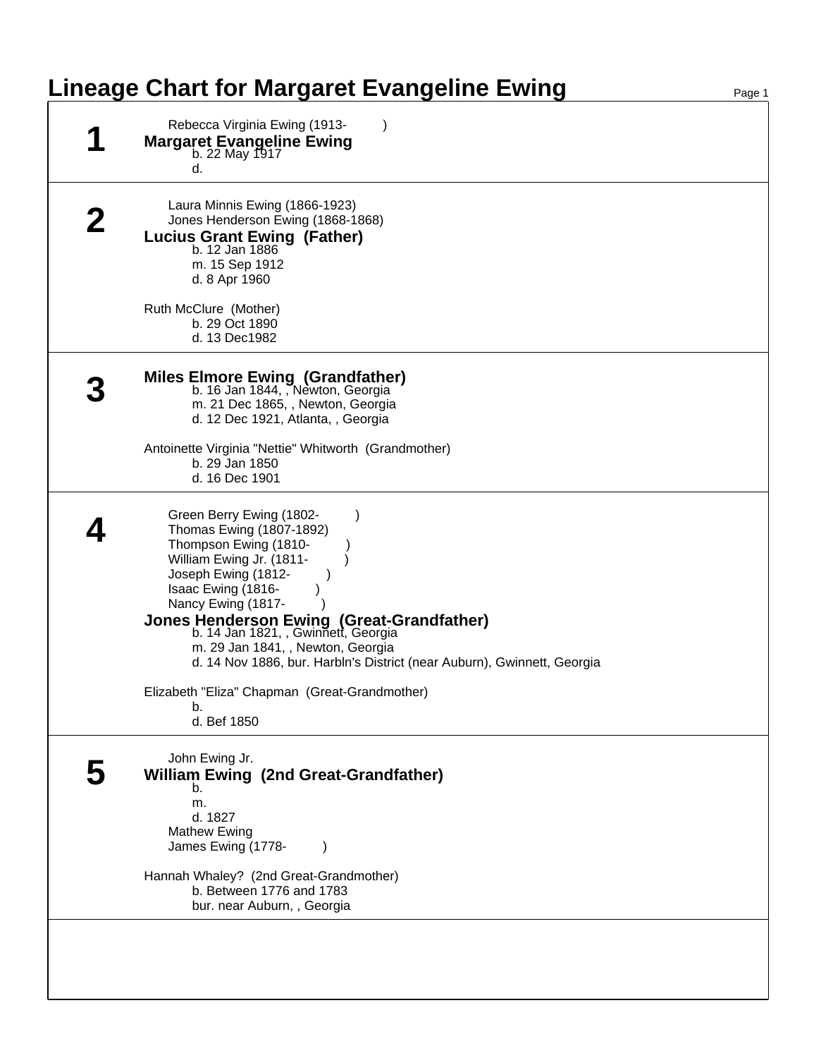# Lineage Chart for Margaret Evangeline Ewing

## 1

Rebecca Virginia Ewing (1913- )

**Margaret Evangeline Ewing**

b. 22 May 1917
d.

## 2

Laura Minnis Ewing (1866-1923)
Jones Henderson Ewing (1868-1868)

**Lucius Grant Ewing (Father)**

b. 12 Jan 1886
m. 15 Sep 1912
d. 8 Apr 1960

Ruth McClure (Mother)

b. 29 Oct 1890
d. 13 Dec1982

## 3

**Miles Elmore Ewing (Grandfather)**

b. 16 Jan 1844, , Newton, Georgia
m. 21 Dec 1865, , Newton, Georgia
d. 12 Dec 1921, Atlanta, , Georgia

Antoinette Virginia "Nettie" Whitworth (Grandmother)

b. 29 Jan 1850
d. 16 Dec 1901

## 4

Green Berry Ewing (1802- )
Thomas Ewing (1807-1892)
Thompson Ewing (1810- )
William Ewing Jr. (1811- )
Joseph Ewing (1812- )
Isaac Ewing (1816- )
Nancy Ewing (1817- )

**Jones Henderson Ewing (Great-Grandfather)**

b. 14 Jan 1821, , Gwinnett, Georgia
m. 29 Jan 1841, , Newton, Georgia
d. 14 Nov 1886, bur. Harbln's District (near Auburn), Gwinnett, Georgia

Elizabeth "Eliza" Chapman (Great-Grandmother)

b.
d. Bef 1850

## 5

John Ewing Jr.

**William Ewing (2nd Great-Grandfather)**

b.
m.
d. 1827

Mathew Ewing
James Ewing (1778- )

Hannah Whaley? (2nd Great-Grandmother)

b. Between 1776 and 1783
bur. near Auburn, , Georgia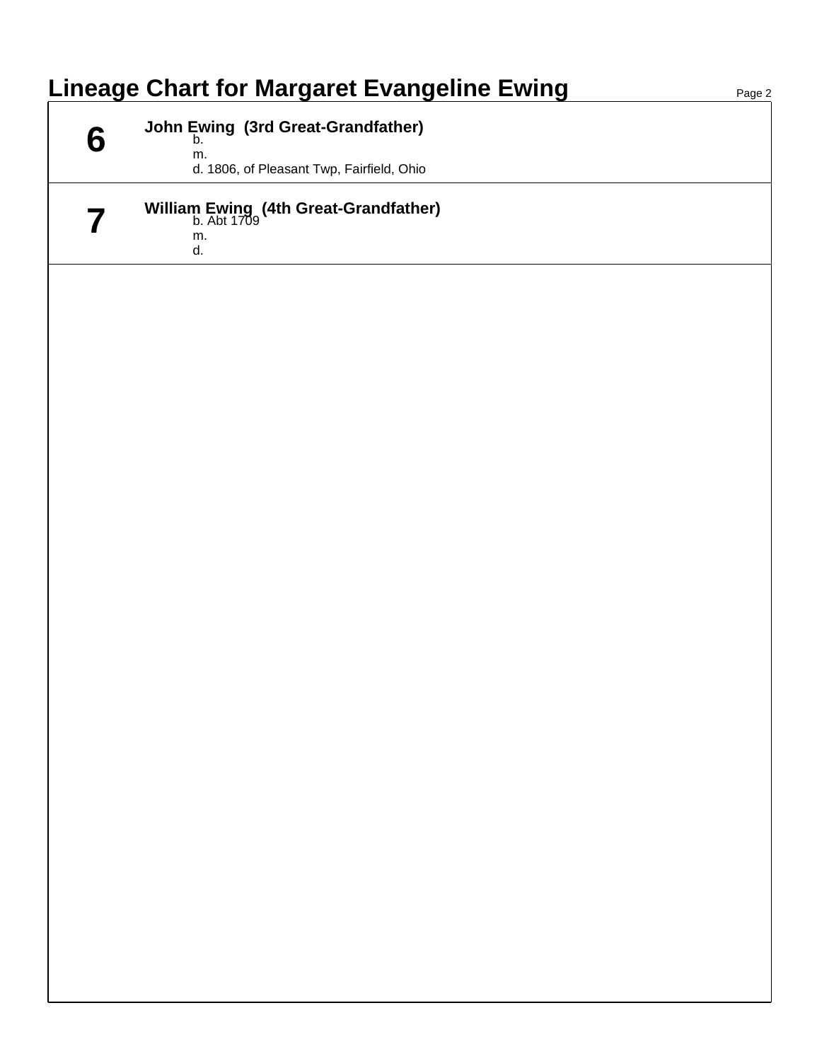# Lineage Chart for Margaret Evangeline Ewing

**6** **John Ewing (3rd Great-Grandfather)**

b.
m.
d. 1806, of Pleasant Twp, Fairfield, Ohio

**7** **William Ewing (4th Great-Grandfather)**

b. Abt 1709
m.
d.